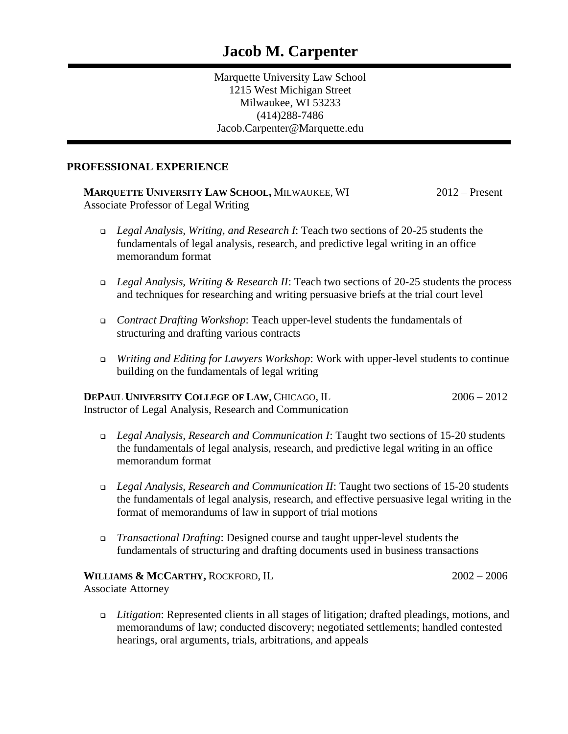# Jacob M. Carpenter

Marquette University Law School
1215 West Michigan Street
Milwaukee, WI 53233
(414)288-7486
Jacob.Carpenter@Marquette.edu

## PROFESSIONAL EXPERIENCE

**MARQUETTE UNIVERSITY LAW SCHOOL,** MILWAUKEE, WI — 2012 – Present
Associate Professor of Legal Writing

- *Legal Analysis, Writing, and Research I*: Teach two sections of 20-25 students the fundamentals of legal analysis, research, and predictive legal writing in an office memorandum format
- *Legal Analysis, Writing & Research II*: Teach two sections of 20-25 students the process and techniques for researching and writing persuasive briefs at the trial court level
- *Contract Drafting Workshop*: Teach upper-level students the fundamentals of structuring and drafting various contracts
- *Writing and Editing for Lawyers Workshop*: Work with upper-level students to continue building on the fundamentals of legal writing

**DEPAUL UNIVERSITY COLLEGE OF LAW**, CHICAGO, IL — 2006 – 2012
Instructor of Legal Analysis, Research and Communication

- *Legal Analysis, Research and Communication I*: Taught two sections of 15-20 students the fundamentals of legal analysis, research, and predictive legal writing in an office memorandum format
- *Legal Analysis, Research and Communication II*: Taught two sections of 15-20 students the fundamentals of legal analysis, research, and effective persuasive legal writing in the format of memorandums of law in support of trial motions
- *Transactional Drafting*: Designed course and taught upper-level students the fundamentals of structuring and drafting documents used in business transactions

**WILLIAMS & MCCARTHY,** ROCKFORD, IL — 2002 – 2006
Associate Attorney

- *Litigation*: Represented clients in all stages of litigation; drafted pleadings, motions, and memorandums of law; conducted discovery; negotiated settlements; handled contested hearings, oral arguments, trials, arbitrations, and appeals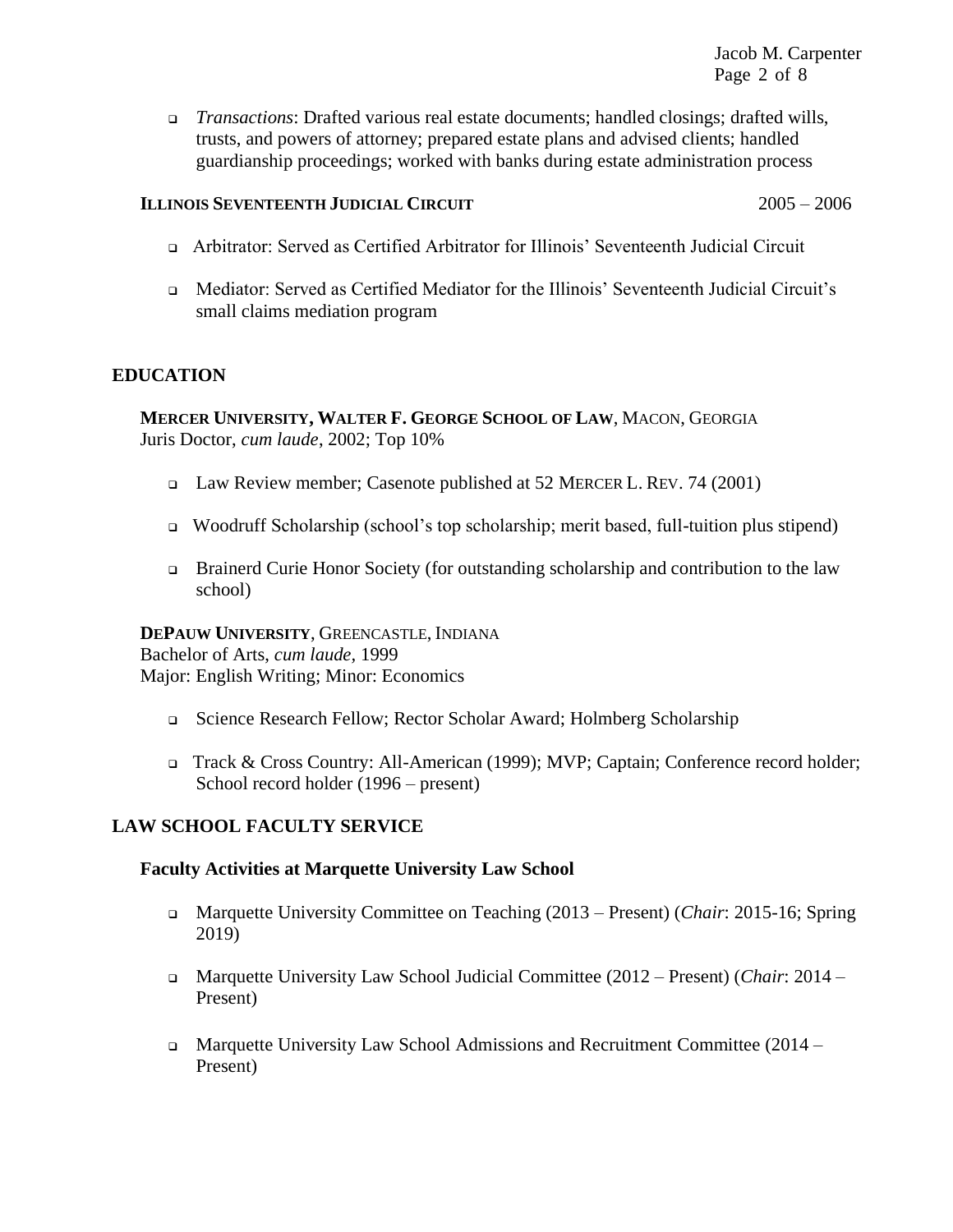- *Transactions*: Drafted various real estate documents; handled closings; drafted wills, trusts, and powers of attorney; prepared estate plans and advised clients; handled guardianship proceedings; worked with banks during estate administration process

**ILLINOIS SEVENTEENTH JUDICIAL CIRCUIT** 2005 – 2006

- Arbitrator: Served as Certified Arbitrator for Illinois' Seventeenth Judicial Circuit
- Mediator: Served as Certified Mediator for the Illinois' Seventeenth Judicial Circuit's small claims mediation program

## EDUCATION

**MERCER UNIVERSITY, WALTER F. GEORGE SCHOOL OF LAW**, MACON, GEORGIA
Juris Doctor, *cum laude*, 2002; Top 10%

- Law Review member; Casenote published at 52 MERCER L. REV. 74 (2001)
- Woodruff Scholarship (school's top scholarship; merit based, full-tuition plus stipend)
- Brainerd Curie Honor Society (for outstanding scholarship and contribution to the law school)

**DEPAUW UNIVERSITY**, GREENCASTLE, INDIANA
Bachelor of Arts, *cum laude,* 1999
Major: English Writing; Minor: Economics

- Science Research Fellow; Rector Scholar Award; Holmberg Scholarship
- Track & Cross Country: All-American (1999); MVP; Captain; Conference record holder; School record holder (1996 – present)

## LAW SCHOOL FACULTY SERVICE

### Faculty Activities at Marquette University Law School

- Marquette University Committee on Teaching (2013 – Present) (*Chair*: 2015-16; Spring 2019)
- Marquette University Law School Judicial Committee (2012 – Present) (*Chair*: 2014 – Present)
- Marquette University Law School Admissions and Recruitment Committee (2014 – Present)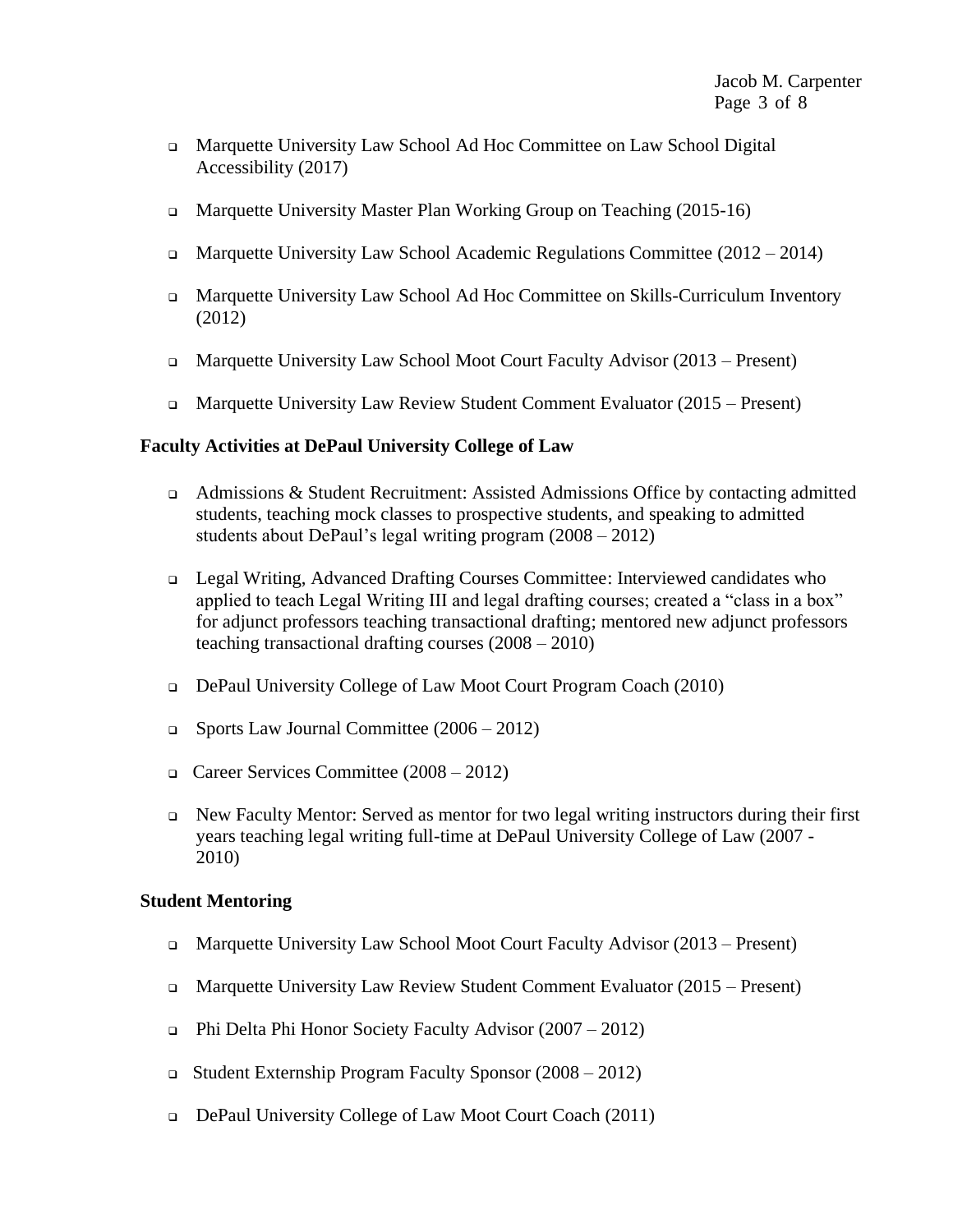- Marquette University Law School Ad Hoc Committee on Law School Digital Accessibility (2017)

- Marquette University Master Plan Working Group on Teaching (2015-16)

- Marquette University Law School Academic Regulations Committee (2012 – 2014)

- Marquette University Law School Ad Hoc Committee on Skills-Curriculum Inventory (2012)

- Marquette University Law School Moot Court Faculty Advisor (2013 – Present)

- Marquette University Law Review Student Comment Evaluator (2015 – Present)

**Faculty Activities at DePaul University College of Law**

- Admissions & Student Recruitment: Assisted Admissions Office by contacting admitted students, teaching mock classes to prospective students, and speaking to admitted students about DePaul's legal writing program (2008 – 2012)

- Legal Writing, Advanced Drafting Courses Committee: Interviewed candidates who applied to teach Legal Writing III and legal drafting courses; created a "class in a box" for adjunct professors teaching transactional drafting; mentored new adjunct professors teaching transactional drafting courses (2008 – 2010)

- DePaul University College of Law Moot Court Program Coach (2010)

- Sports Law Journal Committee (2006 – 2012)

- Career Services Committee (2008 – 2012)

- New Faculty Mentor: Served as mentor for two legal writing instructors during their first years teaching legal writing full-time at DePaul University College of Law (2007 - 2010)

**Student Mentoring**

- Marquette University Law School Moot Court Faculty Advisor (2013 – Present)

- Marquette University Law Review Student Comment Evaluator (2015 – Present)

- Phi Delta Phi Honor Society Faculty Advisor (2007 – 2012)

- Student Externship Program Faculty Sponsor (2008 – 2012)

- DePaul University College of Law Moot Court Coach (2011)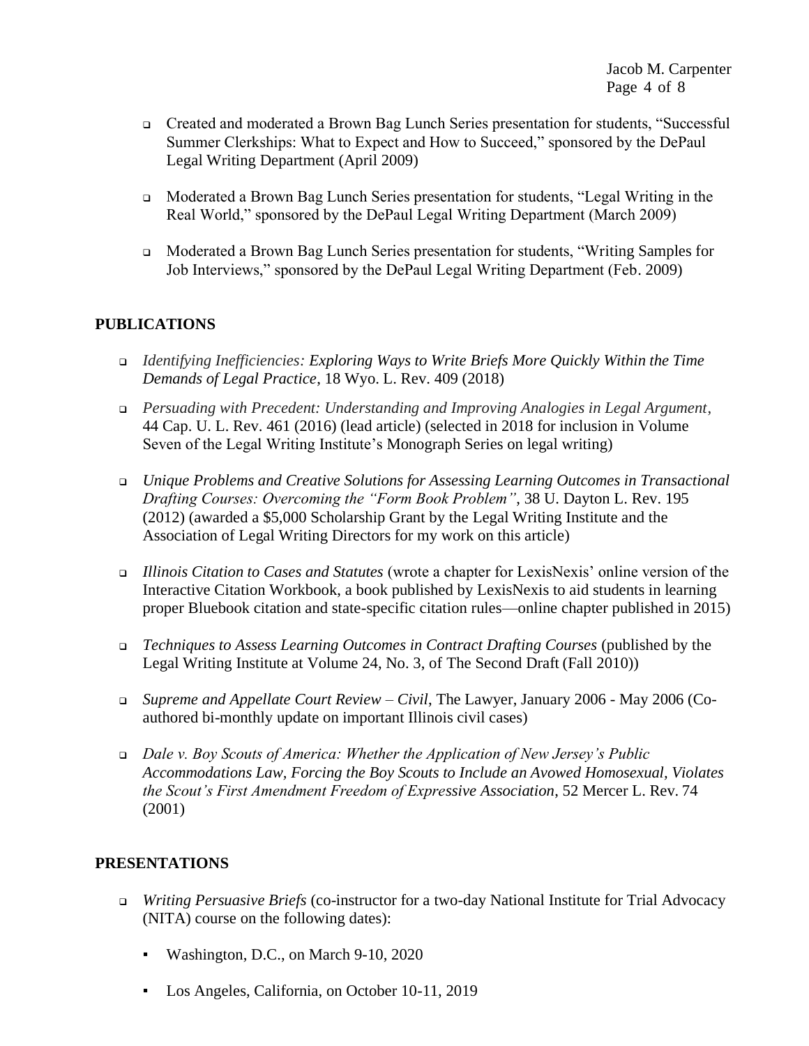- Created and moderated a Brown Bag Lunch Series presentation for students, "Successful Summer Clerkships: What to Expect and How to Succeed," sponsored by the DePaul Legal Writing Department (April 2009)

- Moderated a Brown Bag Lunch Series presentation for students, "Legal Writing in the Real World," sponsored by the DePaul Legal Writing Department (March 2009)

- Moderated a Brown Bag Lunch Series presentation for students, "Writing Samples for Job Interviews," sponsored by the DePaul Legal Writing Department (Feb. 2009)

## PUBLICATIONS

- *Identifying Inefficiencies: Exploring Ways to Write Briefs More Quickly Within the Time Demands of Legal Practice*, 18 Wyo. L. Rev. 409 (2018)

- *Persuading with Precedent: Understanding and Improving Analogies in Legal Argument*, 44 Cap. U. L. Rev. 461 (2016) (lead article) (selected in 2018 for inclusion in Volume Seven of the Legal Writing Institute's Monograph Series on legal writing)

- *Unique Problems and Creative Solutions for Assessing Learning Outcomes in Transactional Drafting Courses: Overcoming the "Form Book Problem"*, 38 U. Dayton L. Rev. 195 (2012) (awarded a $5,000 Scholarship Grant by the Legal Writing Institute and the Association of Legal Writing Directors for my work on this article)

- *Illinois Citation to Cases and Statutes* (wrote a chapter for LexisNexis' online version of the Interactive Citation Workbook, a book published by LexisNexis to aid students in learning proper Bluebook citation and state-specific citation rules—online chapter published in 2015)

- *Techniques to Assess Learning Outcomes in Contract Drafting Courses* (published by the Legal Writing Institute at Volume 24, No. 3, of The Second Draft (Fall 2010))

- *Supreme and Appellate Court Review – Civil*, The Lawyer, January 2006 - May 2006 (Co-authored bi-monthly update on important Illinois civil cases)

- *Dale v. Boy Scouts of America: Whether the Application of New Jersey's Public Accommodations Law, Forcing the Boy Scouts to Include an Avowed Homosexual, Violates the Scout's First Amendment Freedom of Expressive Association*, 52 Mercer L. Rev. 74 (2001)

## PRESENTATIONS

- *Writing Persuasive Briefs* (co-instructor for a two-day National Institute for Trial Advocacy (NITA) course on the following dates):

  - Washington, D.C., on March 9-10, 2020

  - Los Angeles, California, on October 10-11, 2019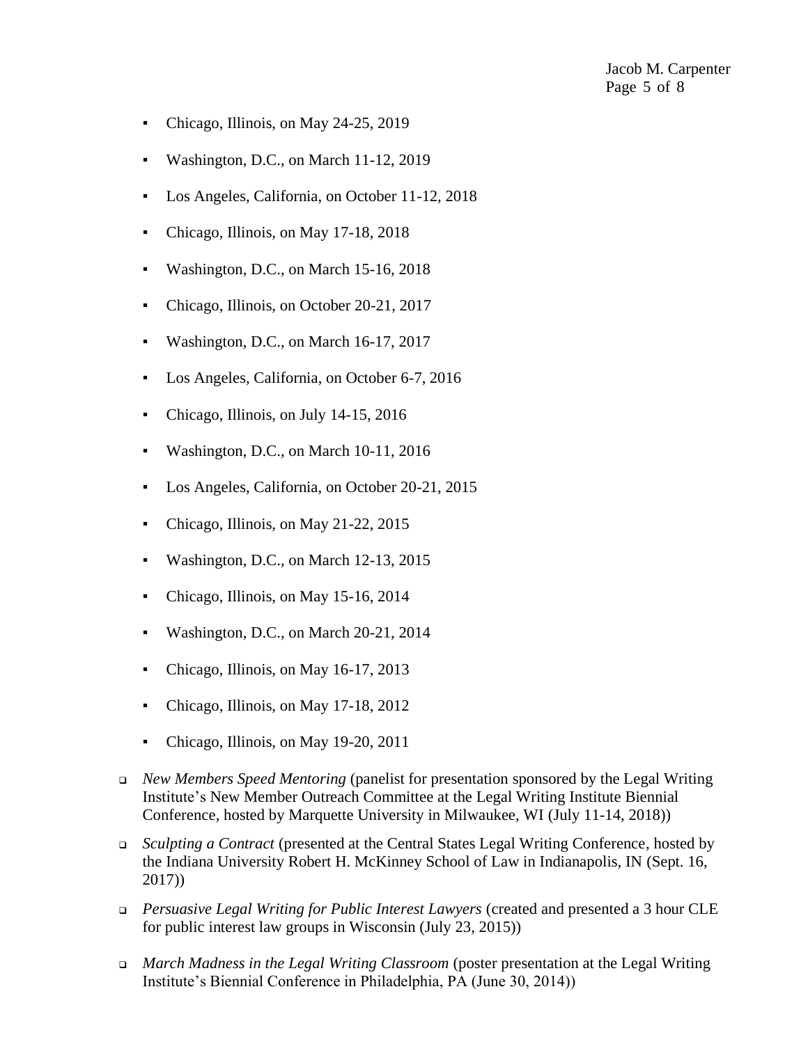- Chicago, Illinois, on May 24-25, 2019
- Washington, D.C., on March 11-12, 2019
- Los Angeles, California, on October 11-12, 2018
- Chicago, Illinois, on May 17-18, 2018
- Washington, D.C., on March 15-16, 2018
- Chicago, Illinois, on October 20-21, 2017
- Washington, D.C., on March 16-17, 2017
- Los Angeles, California, on October 6-7, 2016
- Chicago, Illinois, on July 14-15, 2016
- Washington, D.C., on March 10-11, 2016
- Los Angeles, California, on October 20-21, 2015
- Chicago, Illinois, on May 21-22, 2015
- Washington, D.C., on March 12-13, 2015
- Chicago, Illinois, on May 15-16, 2014
- Washington, D.C., on March 20-21, 2014
- Chicago, Illinois, on May 16-17, 2013
- Chicago, Illinois, on May 17-18, 2012
- Chicago, Illinois, on May 19-20, 2011

- *New Members Speed Mentoring* (panelist for presentation sponsored by the Legal Writing Institute's New Member Outreach Committee at the Legal Writing Institute Biennial Conference, hosted by Marquette University in Milwaukee, WI (July 11-14, 2018))
- *Sculpting a Contract* (presented at the Central States Legal Writing Conference, hosted by the Indiana University Robert H. McKinney School of Law in Indianapolis, IN (Sept. 16, 2017))
- *Persuasive Legal Writing for Public Interest Lawyers* (created and presented a 3 hour CLE for public interest law groups in Wisconsin (July 23, 2015))
- *March Madness in the Legal Writing Classroom* (poster presentation at the Legal Writing Institute's Biennial Conference in Philadelphia, PA (June 30, 2014))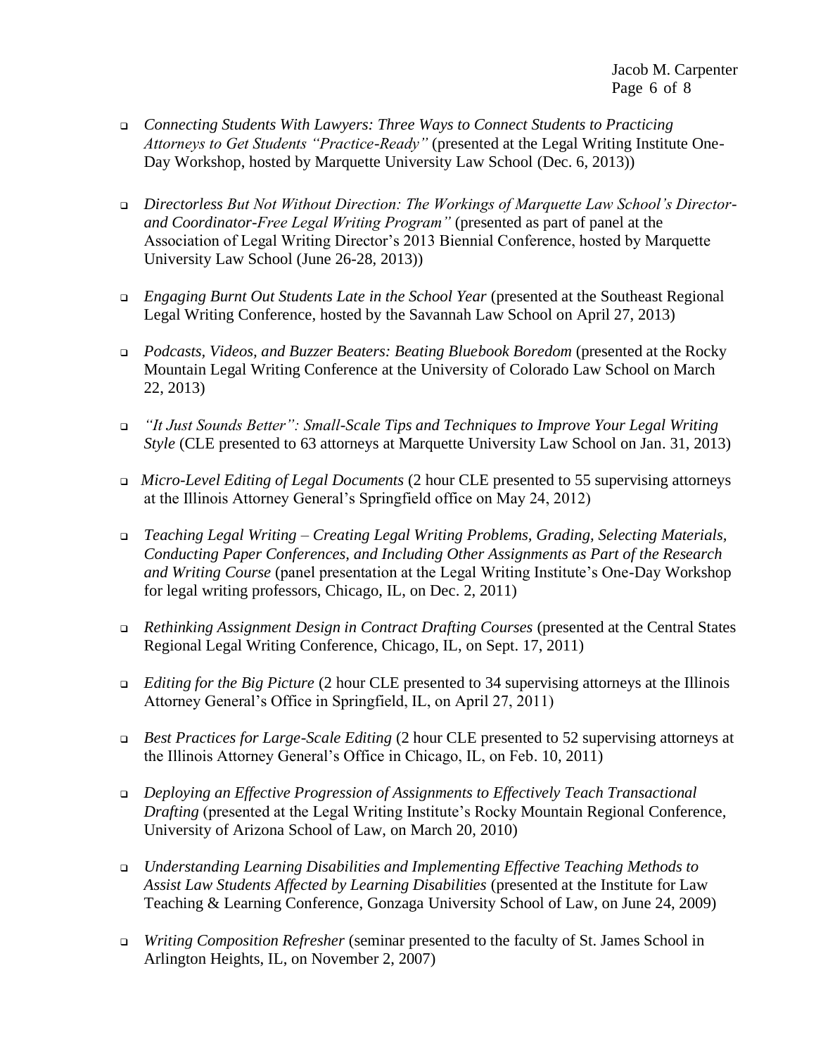- *Connecting Students With Lawyers: Three Ways to Connect Students to Practicing Attorneys to Get Students "Practice-Ready"* (presented at the Legal Writing Institute One-Day Workshop, hosted by Marquette University Law School (Dec. 6, 2013))

- *Directorless But Not Without Direction: The Workings of Marquette Law School's Director-and Coordinator-Free Legal Writing Program"* (presented as part of panel at the Association of Legal Writing Director's 2013 Biennial Conference, hosted by Marquette University Law School (June 26-28, 2013))

- *Engaging Burnt Out Students Late in the School Year* (presented at the Southeast Regional Legal Writing Conference, hosted by the Savannah Law School on April 27, 2013)

- *Podcasts, Videos, and Buzzer Beaters: Beating Bluebook Boredom* (presented at the Rocky Mountain Legal Writing Conference at the University of Colorado Law School on March 22, 2013)

- *"It Just Sounds Better": Small-Scale Tips and Techniques to Improve Your Legal Writing Style* (CLE presented to 63 attorneys at Marquette University Law School on Jan. 31, 2013)

- *Micro-Level Editing of Legal Documents* (2 hour CLE presented to 55 supervising attorneys at the Illinois Attorney General's Springfield office on May 24, 2012)

- *Teaching Legal Writing – Creating Legal Writing Problems, Grading, Selecting Materials, Conducting Paper Conferences, and Including Other Assignments as Part of the Research and Writing Course* (panel presentation at the Legal Writing Institute's One-Day Workshop for legal writing professors, Chicago, IL, on Dec. 2, 2011)

- *Rethinking Assignment Design in Contract Drafting Courses* (presented at the Central States Regional Legal Writing Conference, Chicago, IL, on Sept. 17, 2011)

- *Editing for the Big Picture* (2 hour CLE presented to 34 supervising attorneys at the Illinois Attorney General's Office in Springfield, IL, on April 27, 2011)

- *Best Practices for Large-Scale Editing* (2 hour CLE presented to 52 supervising attorneys at the Illinois Attorney General's Office in Chicago, IL, on Feb. 10, 2011)

- *Deploying an Effective Progression of Assignments to Effectively Teach Transactional Drafting* (presented at the Legal Writing Institute's Rocky Mountain Regional Conference, University of Arizona School of Law, on March 20, 2010)

- *Understanding Learning Disabilities and Implementing Effective Teaching Methods to Assist Law Students Affected by Learning Disabilities* (presented at the Institute for Law Teaching & Learning Conference, Gonzaga University School of Law, on June 24, 2009)

- *Writing Composition Refresher* (seminar presented to the faculty of St. James School in Arlington Heights, IL, on November 2, 2007)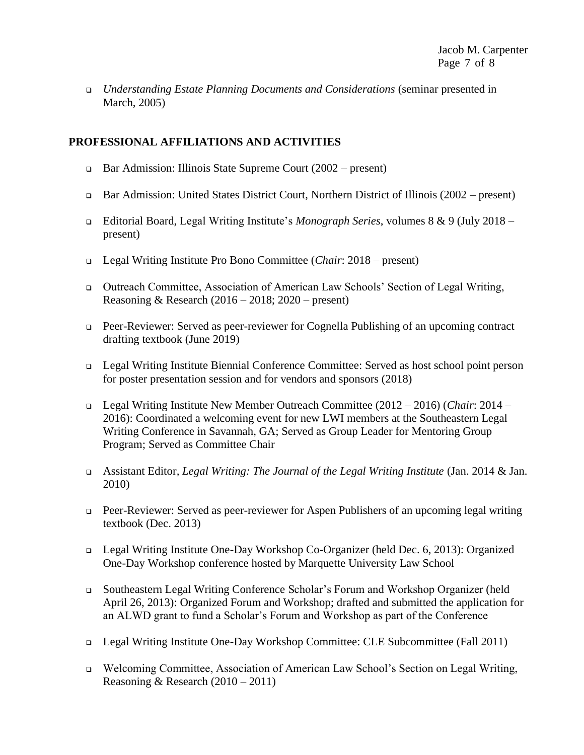- *Understanding Estate Planning Documents and Considerations* (seminar presented in March, 2005)

## PROFESSIONAL AFFILIATIONS AND ACTIVITIES

- Bar Admission: Illinois State Supreme Court (2002 – present)
- Bar Admission: United States District Court, Northern District of Illinois (2002 – present)
- Editorial Board, Legal Writing Institute's *Monograph Series*, volumes 8 & 9 (July 2018 – present)
- Legal Writing Institute Pro Bono Committee (*Chair*: 2018 – present)
- Outreach Committee, Association of American Law Schools' Section of Legal Writing, Reasoning & Research (2016 – 2018; 2020 – present)
- Peer-Reviewer: Served as peer-reviewer for Cognella Publishing of an upcoming contract drafting textbook (June 2019)
- Legal Writing Institute Biennial Conference Committee: Served as host school point person for poster presentation session and for vendors and sponsors (2018)
- Legal Writing Institute New Member Outreach Committee (2012 – 2016) (*Chair*: 2014 – 2016): Coordinated a welcoming event for new LWI members at the Southeastern Legal Writing Conference in Savannah, GA; Served as Group Leader for Mentoring Group Program; Served as Committee Chair
- Assistant Editor, *Legal Writing: The Journal of the Legal Writing Institute* (Jan. 2014 & Jan. 2010)
- Peer-Reviewer: Served as peer-reviewer for Aspen Publishers of an upcoming legal writing textbook (Dec. 2013)
- Legal Writing Institute One-Day Workshop Co-Organizer (held Dec. 6, 2013): Organized One-Day Workshop conference hosted by Marquette University Law School
- Southeastern Legal Writing Conference Scholar's Forum and Workshop Organizer (held April 26, 2013): Organized Forum and Workshop; drafted and submitted the application for an ALWD grant to fund a Scholar's Forum and Workshop as part of the Conference
- Legal Writing Institute One-Day Workshop Committee: CLE Subcommittee (Fall 2011)
- Welcoming Committee, Association of American Law School's Section on Legal Writing, Reasoning & Research (2010 – 2011)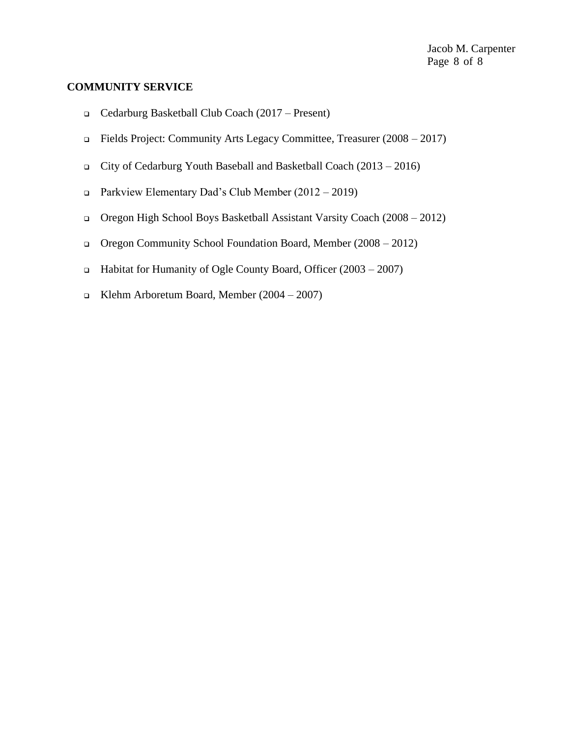**COMMUNITY SERVICE**

- Cedarburg Basketball Club Coach (2017 – Present)
- Fields Project: Community Arts Legacy Committee, Treasurer (2008 – 2017)
- City of Cedarburg Youth Baseball and Basketball Coach (2013 – 2016)
- Parkview Elementary Dad's Club Member (2012 – 2019)
- Oregon High School Boys Basketball Assistant Varsity Coach (2008 – 2012)
- Oregon Community School Foundation Board, Member (2008 – 2012)
- Habitat for Humanity of Ogle County Board, Officer (2003 – 2007)
- Klehm Arboretum Board, Member (2004 – 2007)